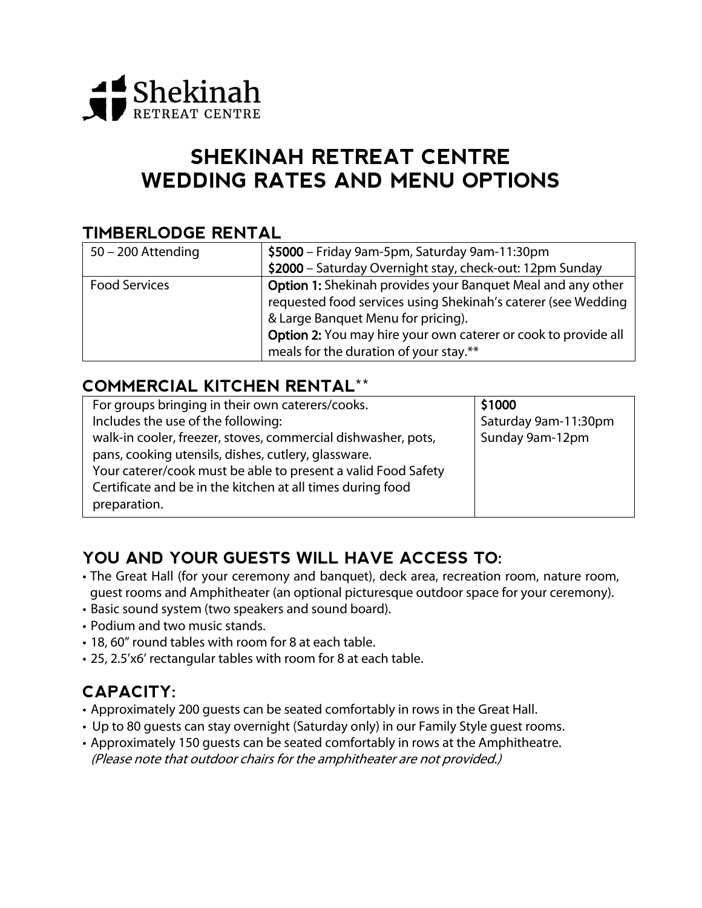Shekinah
RETREAT CENTRE

# SHEKINAH RETREAT CENTRE
# WEDDING RATES AND MENU OPTIONS

## TIMBERLODGE RENTAL

| 50 – 200 Attending | **$5000** – Friday 9am-5pm, Saturday 9am-11:30pm<br>**$2000** – Saturday Overnight stay, check-out: 12pm Sunday |
|---|---|
| Food Services | **Option 1:** Shekinah provides your Banquet Meal and any other requested food services using Shekinah's caterer (see Wedding & Large Banquet Menu for pricing).<br>**Option 2:** You may hire your own caterer or cook to provide all meals for the duration of your stay.** |

## COMMERCIAL KITCHEN RENTAL**

| For groups bringing in their own caterers/cooks.<br>Includes the use of the following:<br>walk-in cooler, freezer, stoves, commercial dishwasher, pots, pans, cooking utensils, dishes, cutlery, glassware.<br>Your caterer/cook must be able to present a valid Food Safety Certificate and be in the kitchen at all times during food preparation. | **$1000**<br>Saturday 9am-11:30pm<br>Sunday 9am-12pm |
|---|---|

## YOU AND YOUR GUESTS WILL HAVE ACCESS TO:

- The Great Hall (for your ceremony and banquet), deck area, recreation room, nature room, guest rooms and Amphitheater (an optional picturesque outdoor space for your ceremony).
- Basic sound system (two speakers and sound board).
- Podium and two music stands.
- 18, 60" round tables with room for 8 at each table.
- 25, 2.5'x6' rectangular tables with room for 8 at each table.

## CAPACITY:

- Approximately 200 guests can be seated comfortably in rows in the Great Hall.
- Up to 80 guests can stay overnight (Saturday only) in our Family Style guest rooms.
- Approximately 150 guests can be seated comfortably in rows at the Amphitheatre.
  *(Please note that outdoor chairs for the amphitheater are not provided.)*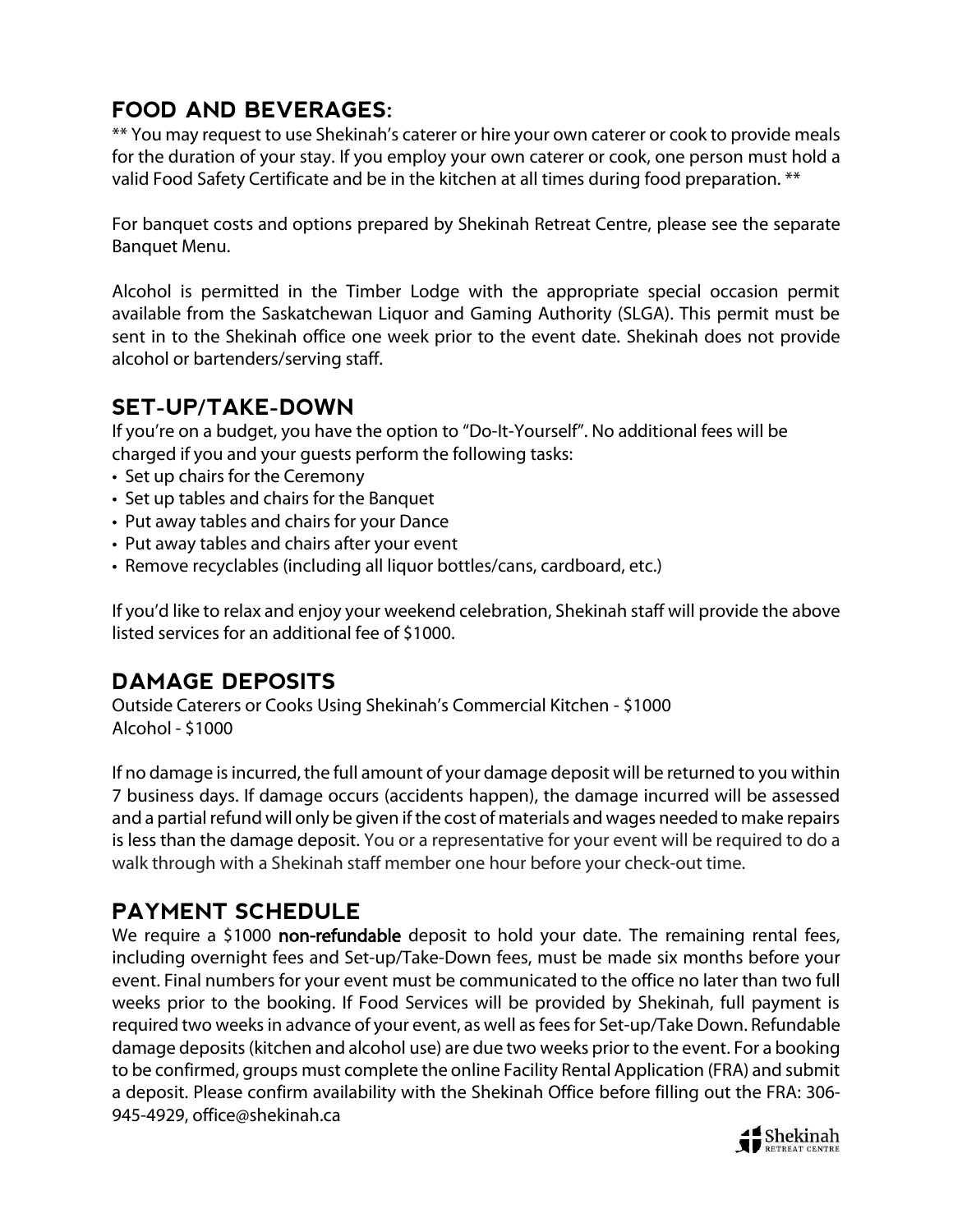## FOOD AND BEVERAGES:

** You may request to use Shekinah's caterer or hire your own caterer or cook to provide meals for the duration of your stay. If you employ your own caterer or cook, one person must hold a valid Food Safety Certificate and be in the kitchen at all times during food preparation. **

For banquet costs and options prepared by Shekinah Retreat Centre, please see the separate Banquet Menu.

Alcohol is permitted in the Timber Lodge with the appropriate special occasion permit available from the Saskatchewan Liquor and Gaming Authority (SLGA). This permit must be sent in to the Shekinah office one week prior to the event date. Shekinah does not provide alcohol or bartenders/serving staff.

## SET-UP/TAKE-DOWN

If you're on a budget, you have the option to "Do-It-Yourself". No additional fees will be charged if you and your guests perform the following tasks:

- Set up chairs for the Ceremony
- Set up tables and chairs for the Banquet
- Put away tables and chairs for your Dance
- Put away tables and chairs after your event
- Remove recyclables (including all liquor bottles/cans, cardboard, etc.)

If you'd like to relax and enjoy your weekend celebration, Shekinah staff will provide the above listed services for an additional fee of $1000.

## DAMAGE DEPOSITS

Outside Caterers or Cooks Using Shekinah's Commercial Kitchen - $1000
Alcohol - $1000

If no damage is incurred, the full amount of your damage deposit will be returned to you within 7 business days. If damage occurs (accidents happen), the damage incurred will be assessed and a partial refund will only be given if the cost of materials and wages needed to make repairs is less than the damage deposit. You or a representative for your event will be required to do a walk through with a Shekinah staff member one hour before your check-out time.

## PAYMENT SCHEDULE

We require a $1000 **non-refundable** deposit to hold your date. The remaining rental fees, including overnight fees and Set-up/Take-Down fees, must be made six months before your event. Final numbers for your event must be communicated to the office no later than two full weeks prior to the booking. If Food Services will be provided by Shekinah, full payment is required two weeks in advance of your event, as well as fees for Set-up/Take Down. Refundable damage deposits (kitchen and alcohol use) are due two weeks prior to the event. For a booking to be confirmed, groups must complete the online Facility Rental Application (FRA) and submit a deposit. Please confirm availability with the Shekinah Office before filling out the FRA: 306-945-4929, office@shekinah.ca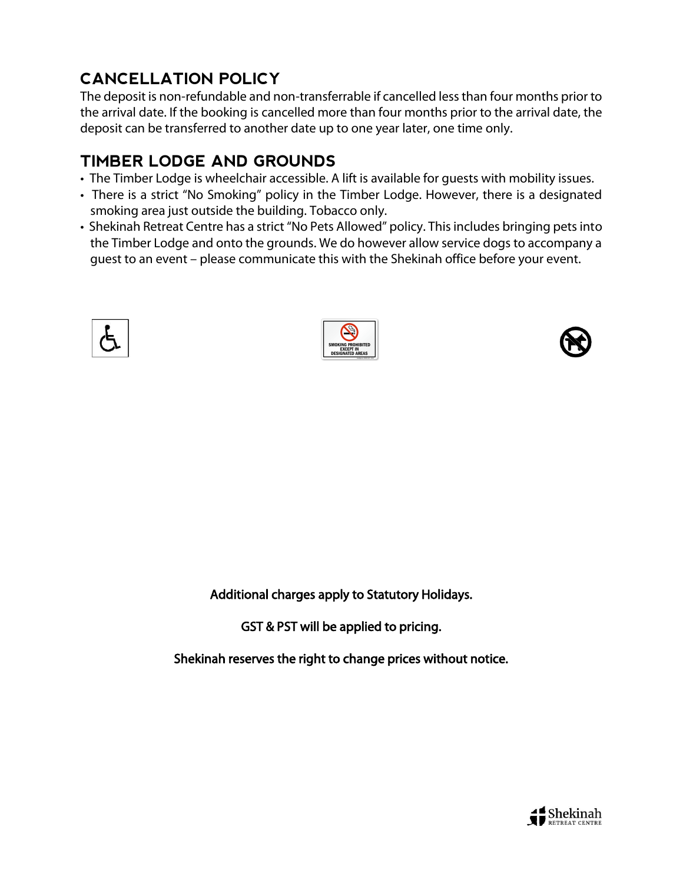## CANCELLATION POLICY

The deposit is non-refundable and non-transferrable if cancelled less than four months prior to the arrival date. If the booking is cancelled more than four months prior to the arrival date, the deposit can be transferred to another date up to one year later, one time only.

## TIMBER LODGE AND GROUNDS

- The Timber Lodge is wheelchair accessible. A lift is available for guests with mobility issues.
- There is a strict "No Smoking" policy in the Timber Lodge. However, there is a designated smoking area just outside the building. Tobacco only.
- Shekinah Retreat Centre has a strict "No Pets Allowed" policy. This includes bringing pets into the Timber Lodge and onto the grounds. We do however allow service dogs to accompany a guest to an event – please communicate this with the Shekinah office before your event.

**Additional charges apply to Statutory Holidays.**

**GST & PST will be applied to pricing.**

**Shekinah reserves the right to change prices without notice.**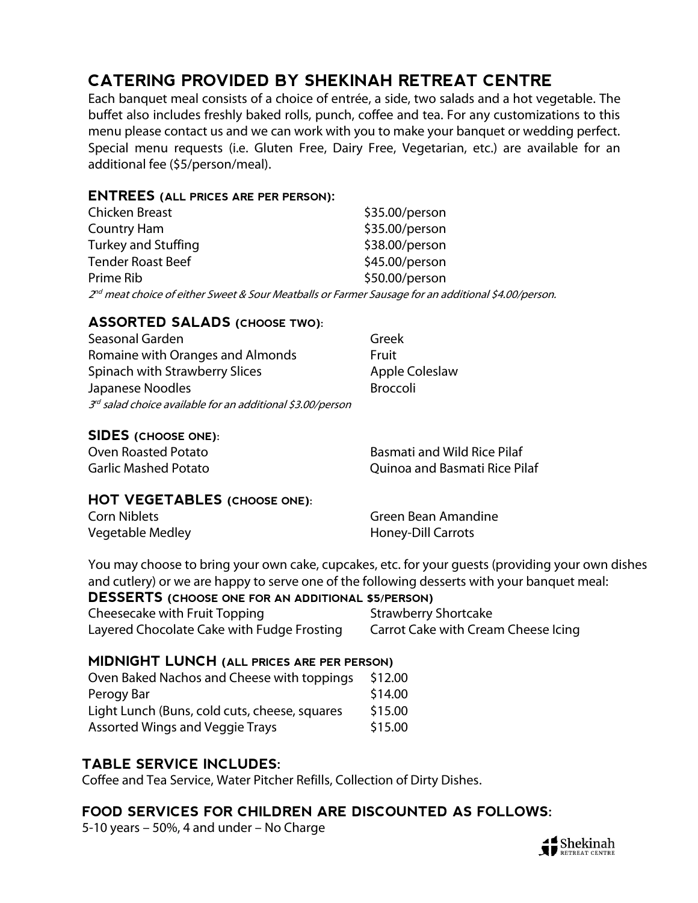# CATERING PROVIDED BY SHEKINAH RETREAT CENTRE

Each banquet meal consists of a choice of entrée, a side, two salads and a hot vegetable. The buffet also includes freshly baked rolls, punch, coffee and tea. For any customizations to this menu please contact us and we can work with you to make your banquet or wedding perfect. Special menu requests (i.e. Gluten Free, Dairy Free, Vegetarian, etc.) are available for an additional fee ($5/person/meal).

### ENTREES (ALL PRICES ARE PER PERSON):

| | |
|---|---|
| Chicken Breast | $35.00/person |
| Country Ham | $35.00/person |
| Turkey and Stuffing | $38.00/person |
| Tender Roast Beef | $45.00/person |
| Prime Rib | $50.00/person |

*2nd meat choice of either Sweet & Sour Meatballs or Farmer Sausage for an additional $4.00/person.*

### ASSORTED SALADS (CHOOSE TWO):

- Seasonal Garden
- Romaine with Oranges and Almonds
- Spinach with Strawberry Slices
- Japanese Noodles
- Greek
- Fruit
- Apple Coleslaw
- Broccoli

*3rd salad choice available for an additional $3.00/person*

### SIDES (CHOOSE ONE):

- Oven Roasted Potato
- Garlic Mashed Potato
- Basmati and Wild Rice Pilaf
- Quinoa and Basmati Rice Pilaf

### HOT VEGETABLES (CHOOSE ONE):

- Corn Niblets
- Vegetable Medley
- Green Bean Amandine
- Honey-Dill Carrots

You may choose to bring your own cake, cupcakes, etc. for your guests (providing your own dishes and cutlery) or we are happy to serve one of the following desserts with your banquet meal:

### DESSERTS (CHOOSE ONE FOR AN ADDITIONAL $5/PERSON)

- Cheesecake with Fruit Topping
- Layered Chocolate Cake with Fudge Frosting
- Strawberry Shortcake
- Carrot Cake with Cream Cheese Icing

### MIDNIGHT LUNCH (ALL PRICES ARE PER PERSON)

| | |
|---|---|
| Oven Baked Nachos and Cheese with toppings | $12.00 |
| Perogy Bar | $14.00 |
| Light Lunch (Buns, cold cuts, cheese, squares | $15.00 |
| Assorted Wings and Veggie Trays | $15.00 |

### TABLE SERVICE INCLUDES:

Coffee and Tea Service, Water Pitcher Refills, Collection of Dirty Dishes.

### FOOD SERVICES FOR CHILDREN ARE DISCOUNTED AS FOLLOWS:

5-10 years – 50%, 4 and under – No Charge